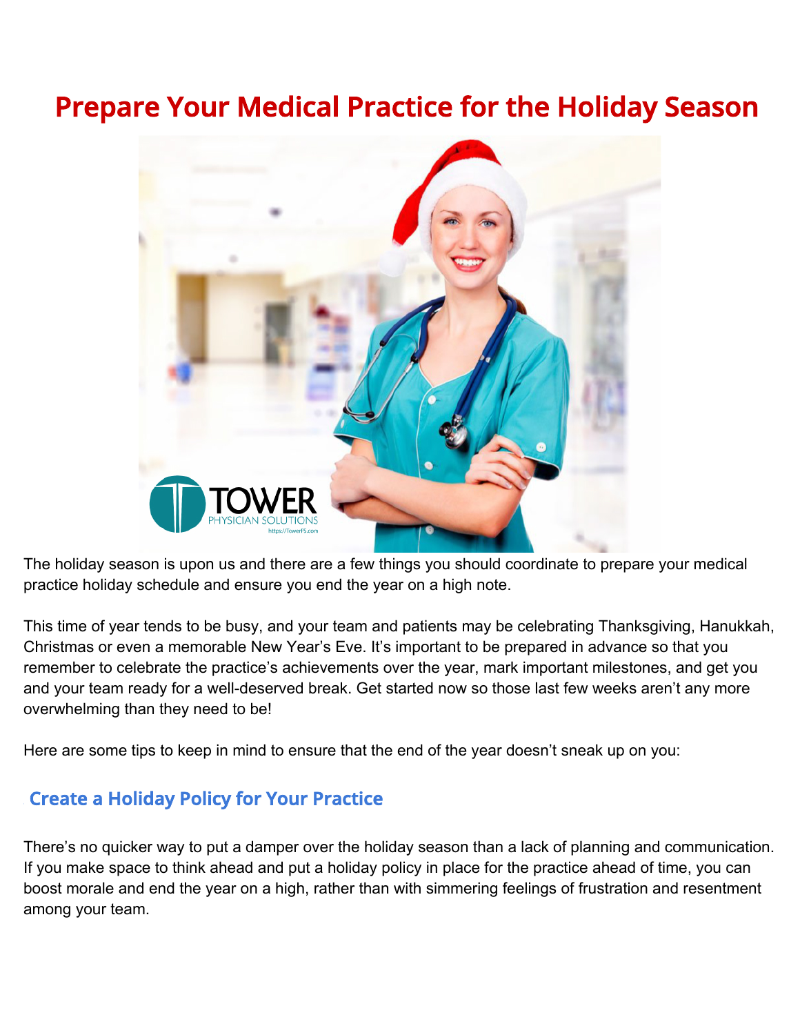# Prepare Your Medical Practice for the Holiday Season

The holiday season is upon us and there are a few things you should coordinate to prepare your medical practice holiday schedule and ensure you end the year on a high note.

This time of year tends to be busy, and your team and patients may be celebrating Thanksgiving, Hanukkah, Christmas or even a memorable New Year's Eve. It's important to be prepared in advance so that you remember to celebrate the practice's achievements over the year, mark important milestones, and get you and your team ready for a well-deserved break. Get started now so those last few weeks aren't any more overwhelming than they need to be!

Here are some tips to keep in mind to ensure that the end of the year doesn't sneak up on you:

## Create a Holiday Policy for Your Practice

There's no quicker way to put a damper over the holiday season than a lack of planning and communication. If you make space to think ahead and put a holiday policy in place for the practice ahead of time, you can boost morale and end the year on a high, rather than with simmering feelings of frustration and resentment among your team.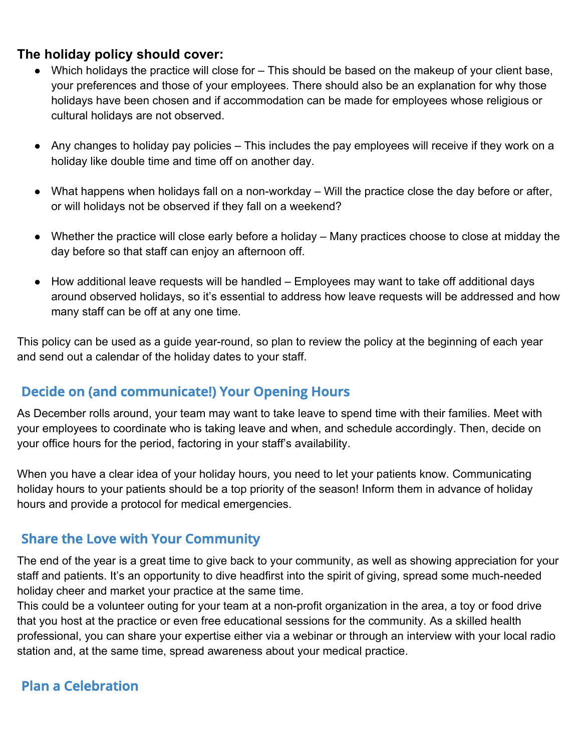**The holiday policy should cover:**

- Which holidays the practice will close for – This should be based on the makeup of your client base, your preferences and those of your employees. There should also be an explanation for why those holidays have been chosen and if accommodation can be made for employees whose religious or cultural holidays are not observed.

- Any changes to holiday pay policies – This includes the pay employees will receive if they work on a holiday like double time and time off on another day.

- What happens when holidays fall on a non-workday – Will the practice close the day before or after, or will holidays not be observed if they fall on a weekend?

- Whether the practice will close early before a holiday – Many practices choose to close at midday the day before so that staff can enjoy an afternoon off.

- How additional leave requests will be handled – Employees may want to take off additional days around observed holidays, so it's essential to address how leave requests will be addressed and how many staff can be off at any one time.

This policy can be used as a guide year-round, so plan to review the policy at the beginning of each year and send out a calendar of the holiday dates to your staff.

## Decide on (and communicate!) Your Opening Hours

As December rolls around, your team may want to take leave to spend time with their families. Meet with your employees to coordinate who is taking leave and when, and schedule accordingly. Then, decide on your office hours for the period, factoring in your staff's availability.

When you have a clear idea of your holiday hours, you need to let your patients know. Communicating holiday hours to your patients should be a top priority of the season! Inform them in advance of holiday hours and provide a protocol for medical emergencies.

## Share the Love with Your Community

The end of the year is a great time to give back to your community, as well as showing appreciation for your staff and patients. It's an opportunity to dive headfirst into the spirit of giving, spread some much-needed holiday cheer and market your practice at the same time.
This could be a volunteer outing for your team at a non-profit organization in the area, a toy or food drive that you host at the practice or even free educational sessions for the community. As a skilled health professional, you can share your expertise either via a webinar or through an interview with your local radio station and, at the same time, spread awareness about your medical practice.

## Plan a Celebration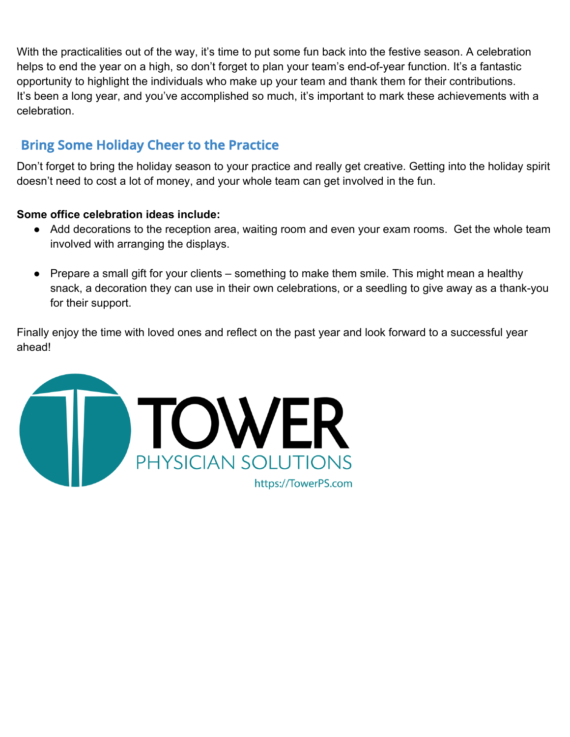With the practicalities out of the way, it's time to put some fun back into the festive season. A celebration helps to end the year on a high, so don't forget to plan your team's end-of-year function. It's a fantastic opportunity to highlight the individuals who make up your team and thank them for their contributions. It's been a long year, and you've accomplished so much, it's important to mark these achievements with a celebration.

## Bring Some Holiday Cheer to the Practice

Don't forget to bring the holiday season to your practice and really get creative. Getting into the holiday spirit doesn't need to cost a lot of money, and your whole team can get involved in the fun.

**Some office celebration ideas include:**

- Add decorations to the reception area, waiting room and even your exam rooms. Get the whole team involved with arranging the displays.
- Prepare a small gift for your clients – something to make them smile. This might mean a healthy snack, a decoration they can use in their own celebrations, or a seedling to give away as a thank-you for their support.

Finally enjoy the time with loved ones and reflect on the past year and look forward to a successful year ahead!

TOWER
PHYSICIAN SOLUTIONS
https://TowerPS.com